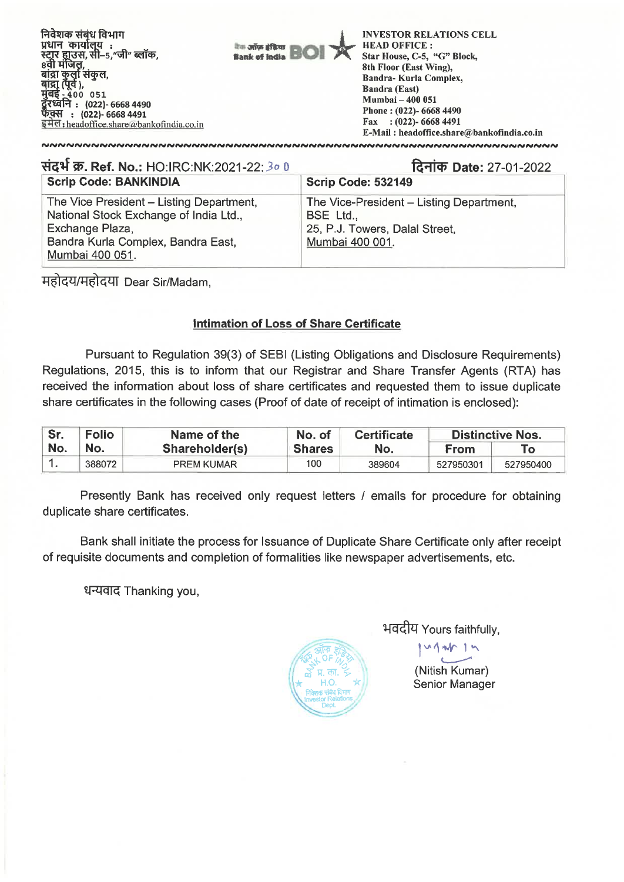निवेशक संबंध विभाग
प्रधान कार्यालय :
स्टार हाउस, सी–5,"जी" ब्लॉक,
8वी मंजिल,
बांद्रा कुर्ला संकुल,
बांद्रा (पूर्व ),
मुंबई - 400 051
दूरध्वनि : (022)- 6668 4490
फैक्स : (022)- 6668 4491
इमेल : headoffice.share@bankofindia.co.in

बैंक ऑफ़ इंडिया Bank of India BOI

INVESTOR RELATIONS CELL
HEAD OFFICE :
Star House, C-5, "G" Block,
8th Floor (East Wing),
Bandra- Kurla Complex,
Bandra (East)
Mumbai – 400 051
Phone : (022)- 6668 4490
Fax : (022)- 6668 4491
E-Mail : headoffice.share@bankofindia.co.in

संदर्भ क्र. Ref. No.: HO:IRC:NK:2021-22: 300

दिनांक Date: 27-01-2022

| Scrip Code: BANKINDIA | Scrip Code: 532149 |
|---|---|
| The Vice President – Listing Department,<br>National Stock Exchange of India Ltd.,<br>Exchange Plaza,<br>Bandra Kurla Complex, Bandra East,<br>Mumbai 400 051. | The Vice-President – Listing Department,<br>BSE Ltd.,<br>25, P.J. Towers, Dalal Street,<br>Mumbai 400 001. |

महोदय/महोदया Dear Sir/Madam,

**Intimation of Loss of Share Certificate**

Pursuant to Regulation 39(3) of SEBI (Listing Obligations and Disclosure Requirements) Regulations, 2015, this is to inform that our Registrar and Share Transfer Agents (RTA) has received the information about loss of share certificates and requested them to issue duplicate share certificates in the following cases (Proof of date of receipt of intimation is enclosed):

| Sr. No. | Folio No. | Name of the Shareholder(s) | No. of Shares | Certificate No. | Distinctive Nos. | |
|---|---|---|---|---|---|---|
| | | | | | From | To |
| 1. | 388072 | PREM KUMAR | 100 | 389604 | 527950301 | 527950400 |

Presently Bank has received only request letters / emails for procedure for obtaining duplicate share certificates.

Bank shall initiate the process for Issuance of Duplicate Share Certificate only after receipt of requisite documents and completion of formalities like newspaper advertisements, etc.

धन्यवाद Thanking you,

भवदीय Yours faithfully,

(Nitish Kumar)
Senior Manager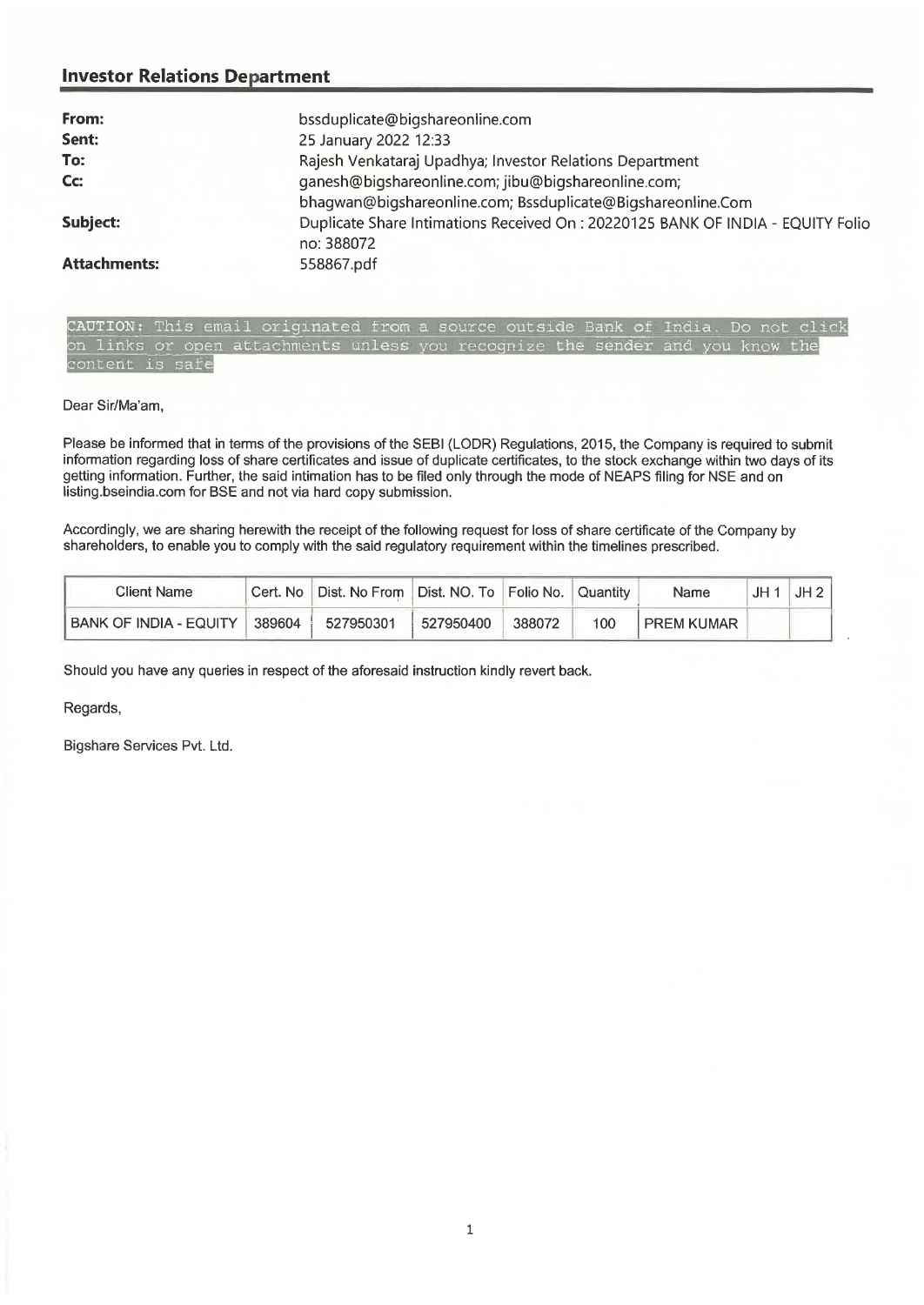## Investor Relations Department

| | |
|---|---|
| **From:** | bssduplicate@bigshareonline.com |
| **Sent:** | 25 January 2022 12:33 |
| **To:** | Rajesh Venkataraj Upadhya; Investor Relations Department |
| **Cc:** | ganesh@bigshareonline.com; jibu@bigshareonline.com; bhagwan@bigshareonline.com; Bssduplicate@Bigshareonline.Com |
| **Subject:** | Duplicate Share Intimations Received On : 20220125 BANK OF INDIA - EQUITY Folio no: 388072 |
| **Attachments:** | 558867.pdf |

CAUTION: This email originated from a source outside Bank of India. Do not click on links or open attachments unless you recognize the sender and you know the content is safe

Dear Sir/Ma'am,

Please be informed that in terms of the provisions of the SEBI (LODR) Regulations, 2015, the Company is required to submit information regarding loss of share certificates and issue of duplicate certificates, to the stock exchange within two days of its getting information. Further, the said intimation has to be filed only through the mode of NEAPS filing for NSE and on listing.bseindia.com for BSE and not via hard copy submission.

Accordingly, we are sharing herewith the receipt of the following request for loss of share certificate of the Company by shareholders, to enable you to comply with the said regulatory requirement within the timelines prescribed.

| Client Name | Cert. No | Dist. No From | Dist. NO. To | Folio No. | Quantity | Name | JH 1 | JH 2 |
|---|---|---|---|---|---|---|---|---|
| BANK OF INDIA - EQUITY | 389604 | 527950301 | 527950400 | 388072 | 100 | PREM KUMAR | | |

Should you have any queries in respect of the aforesaid instruction kindly revert back.

Regards,

Bigshare Services Pvt. Ltd.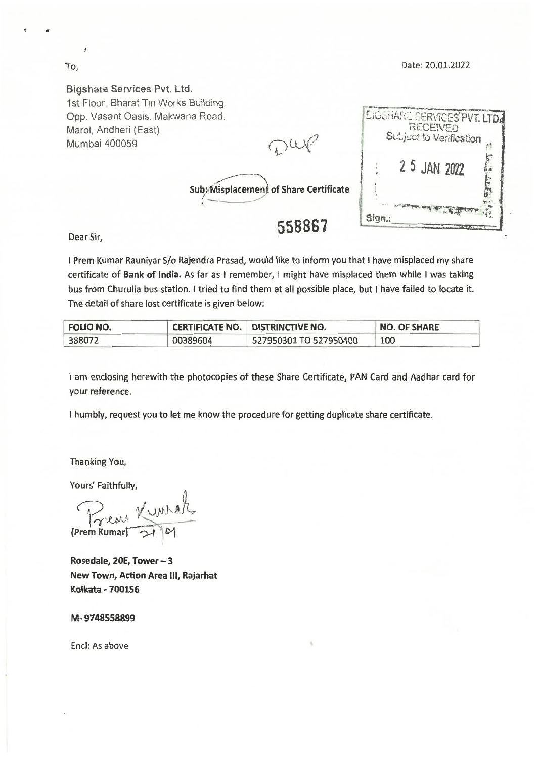To,

Date: 20.01.2022

Bigshare Services Pvt. Ltd.
1st Floor, Bharat Tin Works Building,
Opp. Vasant Oasis, Makwana Road,
Marol, Andheri (East),
Mumbai 400059

DUP

BIGSHARE SERVICES PVT. LTD.
RECEIVED
Subject to Verification
25 JAN 2022
Sign.:

**Sub: Misplacement of Share Certificate**

**558867**

Dear Sir,

I Prem Kumar Rauniyar S/o Rajendra Prasad, would like to inform you that I have misplaced my share certificate of **Bank of India.** As far as I remember, I might have misplaced them while I was taking bus from Churulia bus station. I tried to find them at all possible place, but I have failed to locate it. The detail of share lost certificate is given below:

| FOLIO NO. | CERTIFICATE NO. | DISTRINCTIVE NO. | NO. OF SHARE |
| --- | --- | --- | --- |
| 388072 | 00389604 | 527950301 TO 527950400 | 100 |

I am enclosing herewith the photocopies of these Share Certificate, PAN Card and Aadhar card for your reference.

I humbly, request you to let me know the procedure for getting duplicate share certificate.

Thanking You,

Yours' Faithfully,

Prem Kumar 21/01
(Prem Kumar)

**Rosedale, 20E, Tower – 3**
**New Town, Action Area III, Rajarhat**
**Kolkata - 700156**

**M- 9748558899**

Encl: As above